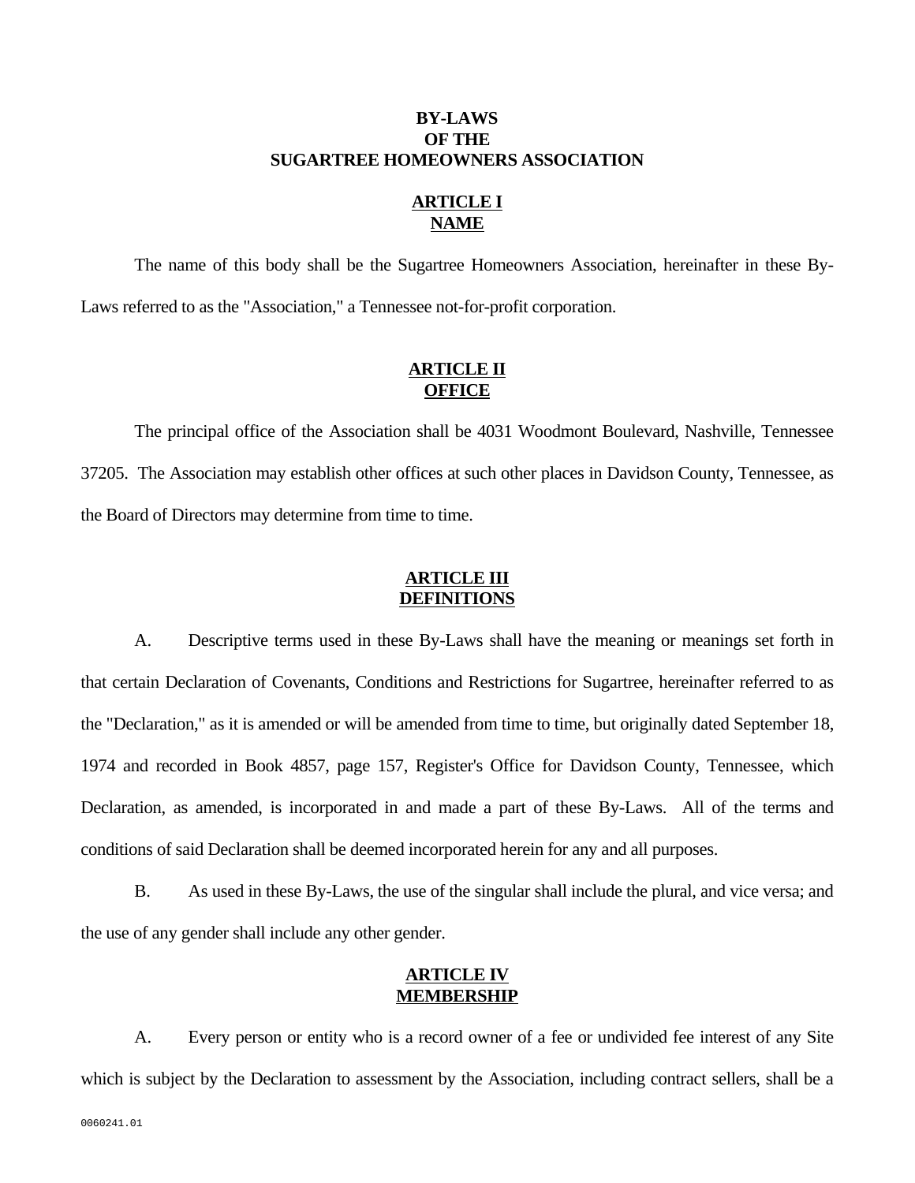# BY-LAWS
# OF THE
# SUGARTREE HOMEOWNERS ASSOCIATION

## ARTICLE I
## NAME

The name of this body shall be the Sugartree Homeowners Association, hereinafter in these By-Laws referred to as the "Association," a Tennessee not-for-profit corporation.

## ARTICLE II
## OFFICE

The principal office of the Association shall be 4031 Woodmont Boulevard, Nashville, Tennessee 37205. The Association may establish other offices at such other places in Davidson County, Tennessee, as the Board of Directors may determine from time to time.

## ARTICLE III
## DEFINITIONS

A. Descriptive terms used in these By-Laws shall have the meaning or meanings set forth in that certain Declaration of Covenants, Conditions and Restrictions for Sugartree, hereinafter referred to as the "Declaration," as it is amended or will be amended from time to time, but originally dated September 18, 1974 and recorded in Book 4857, page 157, Register's Office for Davidson County, Tennessee, which Declaration, as amended, is incorporated in and made a part of these By-Laws. All of the terms and conditions of said Declaration shall be deemed incorporated herein for any and all purposes.

B. As used in these By-Laws, the use of the singular shall include the plural, and vice versa; and the use of any gender shall include any other gender.

## ARTICLE IV
## MEMBERSHIP

A. Every person or entity who is a record owner of a fee or undivided fee interest of any Site which is subject by the Declaration to assessment by the Association, including contract sellers, shall be a

0060241.01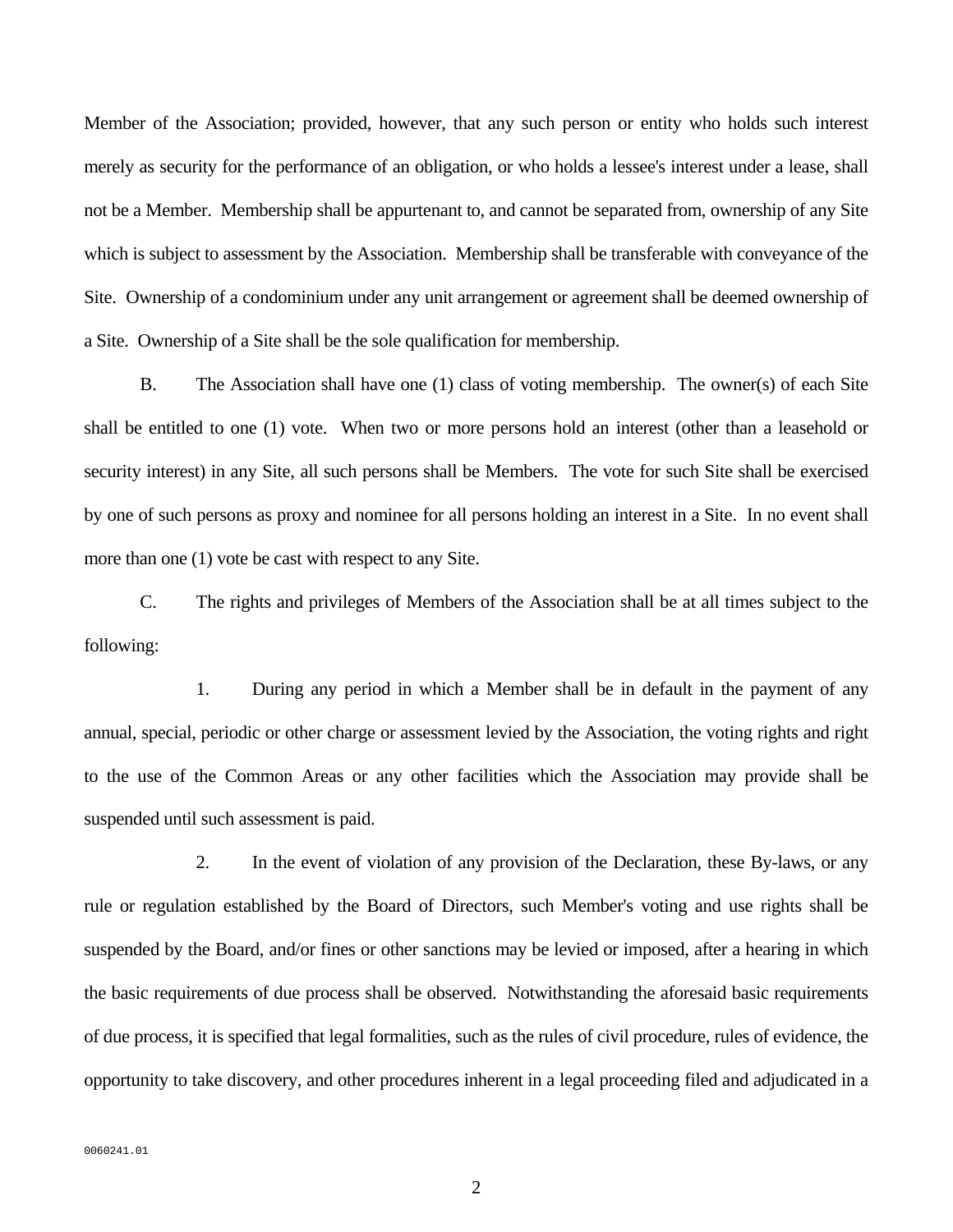Member of the Association; provided, however, that any such person or entity who holds such interest merely as security for the performance of an obligation, or who holds a lessee's interest under a lease, shall not be a Member. Membership shall be appurtenant to, and cannot be separated from, ownership of any Site which is subject to assessment by the Association. Membership shall be transferable with conveyance of the Site. Ownership of a condominium under any unit arrangement or agreement shall be deemed ownership of a Site. Ownership of a Site shall be the sole qualification for membership.

B. The Association shall have one (1) class of voting membership. The owner(s) of each Site shall be entitled to one (1) vote. When two or more persons hold an interest (other than a leasehold or security interest) in any Site, all such persons shall be Members. The vote for such Site shall be exercised by one of such persons as proxy and nominee for all persons holding an interest in a Site. In no event shall more than one (1) vote be cast with respect to any Site.

C. The rights and privileges of Members of the Association shall be at all times subject to the following:

1. During any period in which a Member shall be in default in the payment of any annual, special, periodic or other charge or assessment levied by the Association, the voting rights and right to the use of the Common Areas or any other facilities which the Association may provide shall be suspended until such assessment is paid.

2. In the event of violation of any provision of the Declaration, these By-laws, or any rule or regulation established by the Board of Directors, such Member's voting and use rights shall be suspended by the Board, and/or fines or other sanctions may be levied or imposed, after a hearing in which the basic requirements of due process shall be observed. Notwithstanding the aforesaid basic requirements of due process, it is specified that legal formalities, such as the rules of civil procedure, rules of evidence, the opportunity to take discovery, and other procedures inherent in a legal proceeding filed and adjudicated in a

0060241.01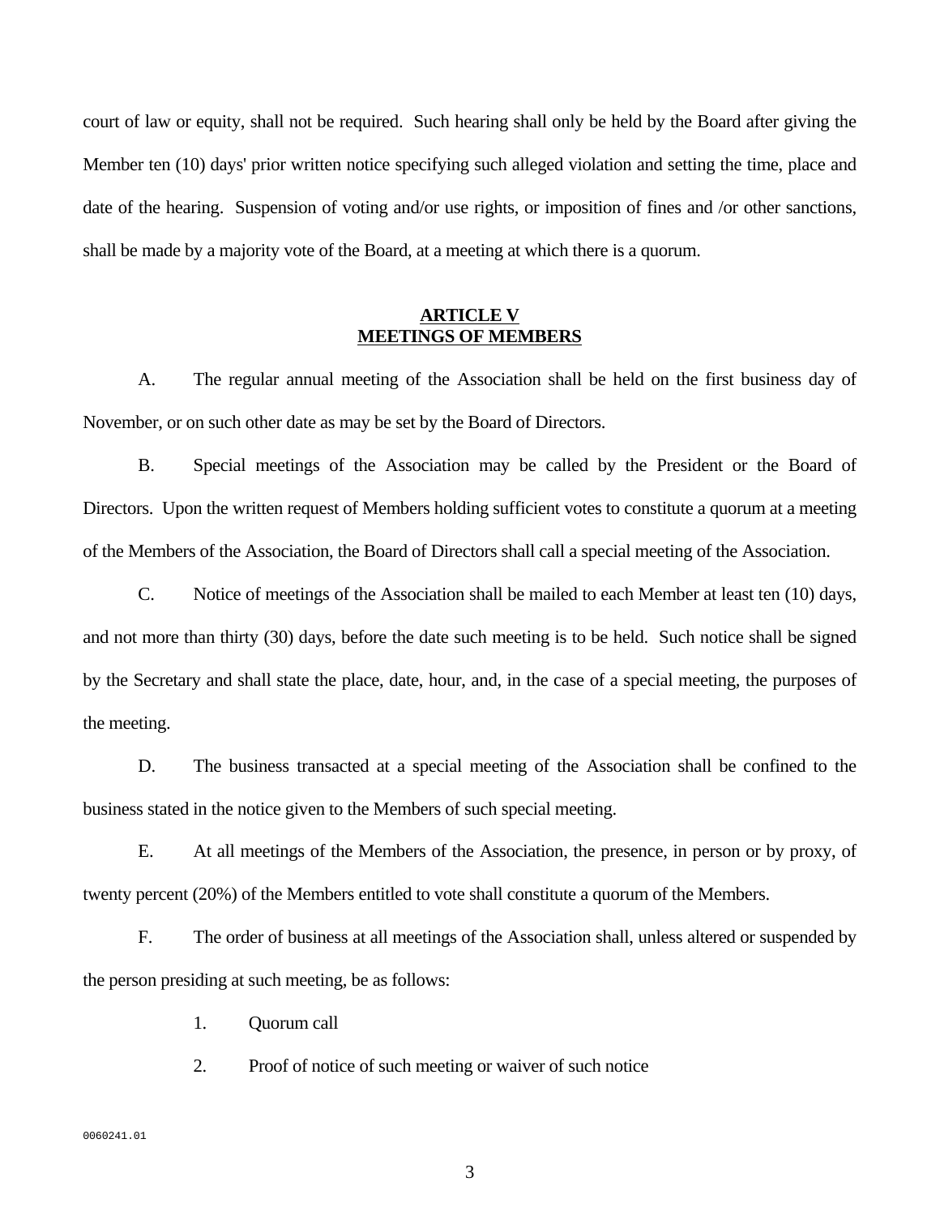court of law or equity, shall not be required. Such hearing shall only be held by the Board after giving the Member ten (10) days' prior written notice specifying such alleged violation and setting the time, place and date of the hearing. Suspension of voting and/or use rights, or imposition of fines and /or other sanctions, shall be made by a majority vote of the Board, at a meeting at which there is a quorum.

## ARTICLE V
## MEETINGS OF MEMBERS

A. The regular annual meeting of the Association shall be held on the first business day of November, or on such other date as may be set by the Board of Directors.

B. Special meetings of the Association may be called by the President or the Board of Directors. Upon the written request of Members holding sufficient votes to constitute a quorum at a meeting of the Members of the Association, the Board of Directors shall call a special meeting of the Association.

C. Notice of meetings of the Association shall be mailed to each Member at least ten (10) days, and not more than thirty (30) days, before the date such meeting is to be held. Such notice shall be signed by the Secretary and shall state the place, date, hour, and, in the case of a special meeting, the purposes of the meeting.

D. The business transacted at a special meeting of the Association shall be confined to the business stated in the notice given to the Members of such special meeting.

E. At all meetings of the Members of the Association, the presence, in person or by proxy, of twenty percent (20%) of the Members entitled to vote shall constitute a quorum of the Members.

F. The order of business at all meetings of the Association shall, unless altered or suspended by the person presiding at such meeting, be as follows:

1. Quorum call
2. Proof of notice of such meeting or waiver of such notice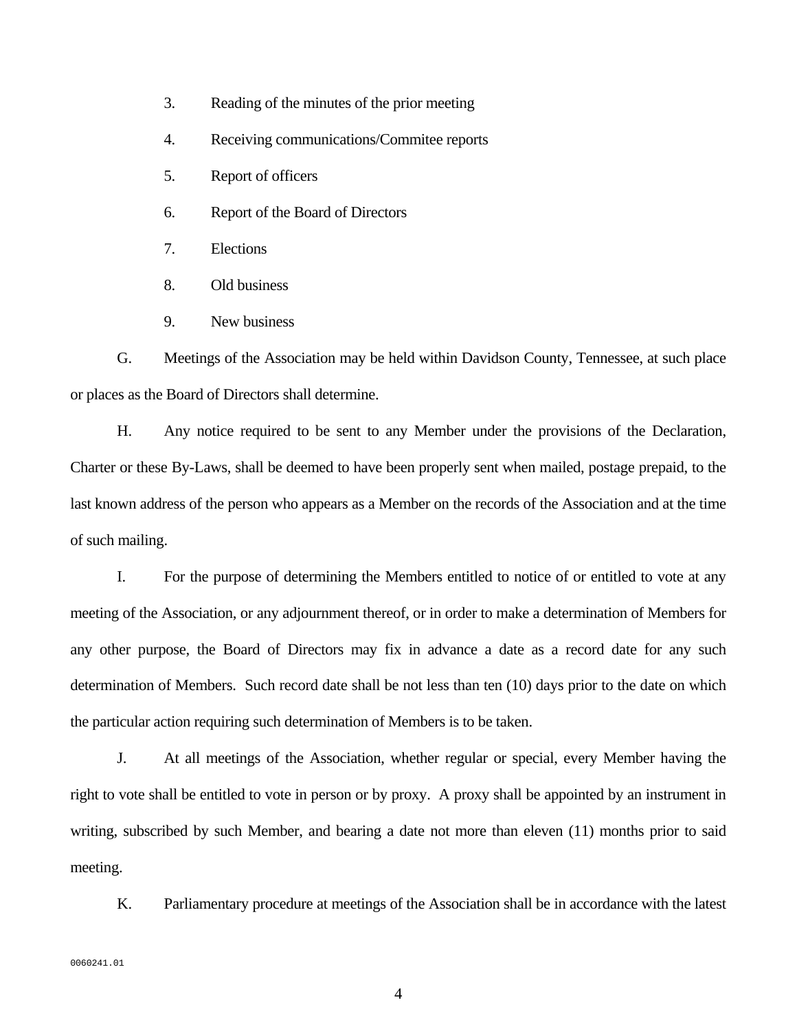3. Reading of the minutes of the prior meeting

4. Receiving communications/Commitee reports

5. Report of officers

6. Report of the Board of Directors

7. Elections

8. Old business

9. New business

G. Meetings of the Association may be held within Davidson County, Tennessee, at such place or places as the Board of Directors shall determine.

H. Any notice required to be sent to any Member under the provisions of the Declaration, Charter or these By-Laws, shall be deemed to have been properly sent when mailed, postage prepaid, to the last known address of the person who appears as a Member on the records of the Association and at the time of such mailing.

I. For the purpose of determining the Members entitled to notice of or entitled to vote at any meeting of the Association, or any adjournment thereof, or in order to make a determination of Members for any other purpose, the Board of Directors may fix in advance a date as a record date for any such determination of Members. Such record date shall be not less than ten (10) days prior to the date on which the particular action requiring such determination of Members is to be taken.

J. At all meetings of the Association, whether regular or special, every Member having the right to vote shall be entitled to vote in person or by proxy. A proxy shall be appointed by an instrument in writing, subscribed by such Member, and bearing a date not more than eleven (11) months prior to said meeting.

K. Parliamentary procedure at meetings of the Association shall be in accordance with the latest

0060241.01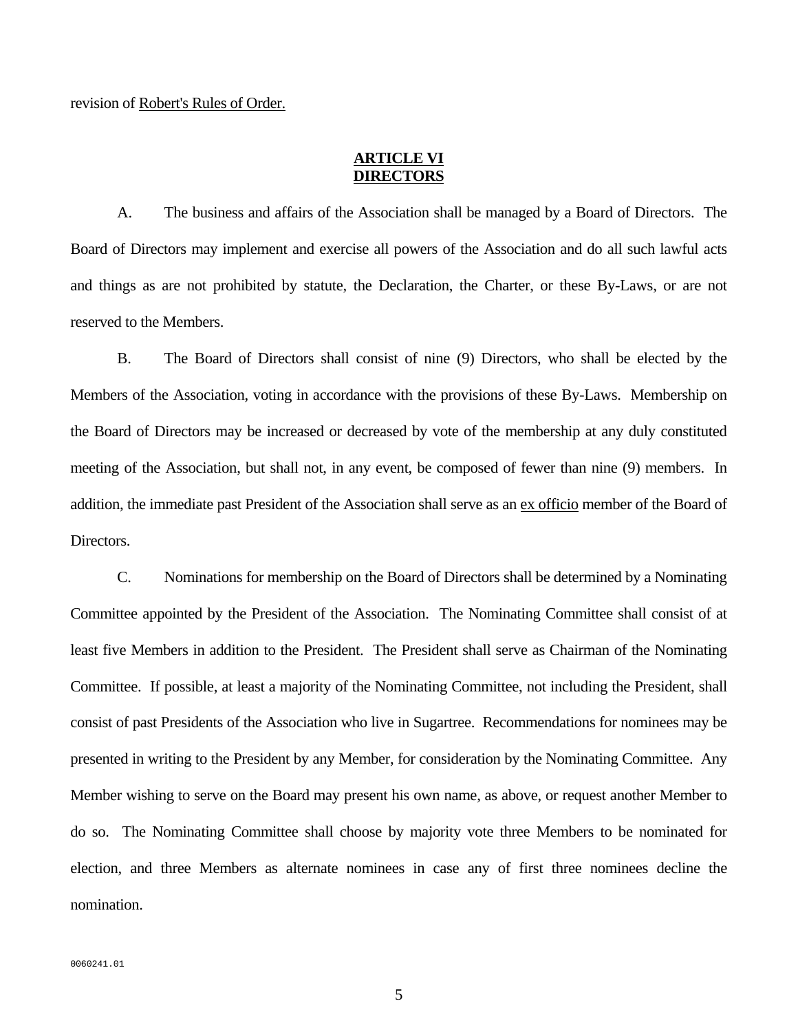revision of Robert's Rules of Order.

## ARTICLE VI
## DIRECTORS

A. The business and affairs of the Association shall be managed by a Board of Directors. The Board of Directors may implement and exercise all powers of the Association and do all such lawful acts and things as are not prohibited by statute, the Declaration, the Charter, or these By-Laws, or are not reserved to the Members.

B. The Board of Directors shall consist of nine (9) Directors, who shall be elected by the Members of the Association, voting in accordance with the provisions of these By-Laws. Membership on the Board of Directors may be increased or decreased by vote of the membership at any duly constituted meeting of the Association, but shall not, in any event, be composed of fewer than nine (9) members. In addition, the immediate past President of the Association shall serve as an ex officio member of the Board of Directors.

C. Nominations for membership on the Board of Directors shall be determined by a Nominating Committee appointed by the President of the Association. The Nominating Committee shall consist of at least five Members in addition to the President. The President shall serve as Chairman of the Nominating Committee. If possible, at least a majority of the Nominating Committee, not including the President, shall consist of past Presidents of the Association who live in Sugartree. Recommendations for nominees may be presented in writing to the President by any Member, for consideration by the Nominating Committee. Any Member wishing to serve on the Board may present his own name, as above, or request another Member to do so. The Nominating Committee shall choose by majority vote three Members to be nominated for election, and three Members as alternate nominees in case any of first three nominees decline the nomination.

0060241.01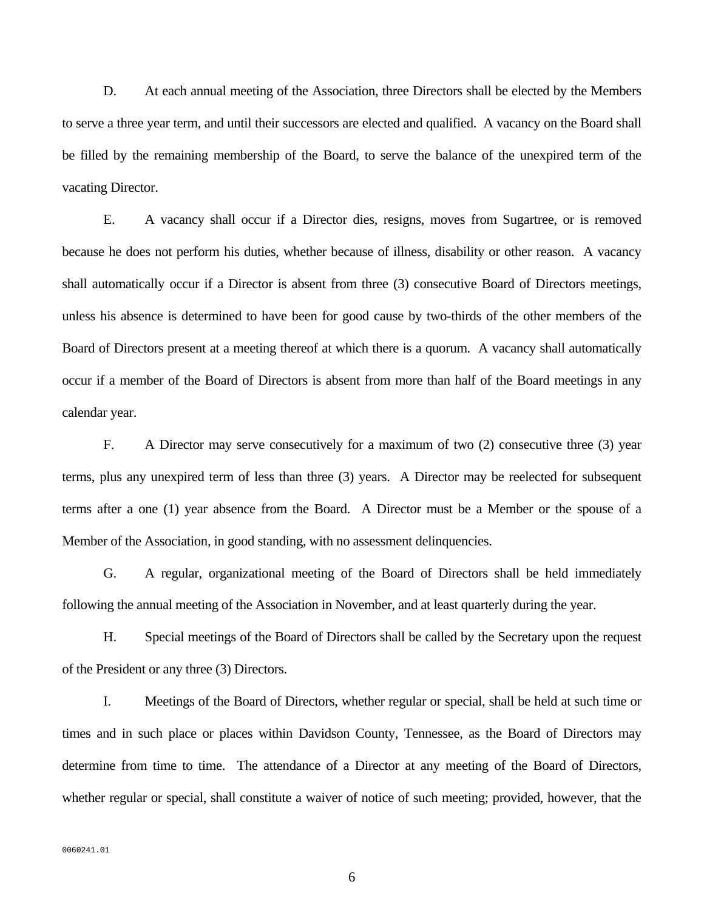D. At each annual meeting of the Association, three Directors shall be elected by the Members to serve a three year term, and until their successors are elected and qualified. A vacancy on the Board shall be filled by the remaining membership of the Board, to serve the balance of the unexpired term of the vacating Director.

E. A vacancy shall occur if a Director dies, resigns, moves from Sugartree, or is removed because he does not perform his duties, whether because of illness, disability or other reason. A vacancy shall automatically occur if a Director is absent from three (3) consecutive Board of Directors meetings, unless his absence is determined to have been for good cause by two-thirds of the other members of the Board of Directors present at a meeting thereof at which there is a quorum. A vacancy shall automatically occur if a member of the Board of Directors is absent from more than half of the Board meetings in any calendar year.

F. A Director may serve consecutively for a maximum of two (2) consecutive three (3) year terms, plus any unexpired term of less than three (3) years. A Director may be reelected for subsequent terms after a one (1) year absence from the Board. A Director must be a Member or the spouse of a Member of the Association, in good standing, with no assessment delinquencies.

G. A regular, organizational meeting of the Board of Directors shall be held immediately following the annual meeting of the Association in November, and at least quarterly during the year.

H. Special meetings of the Board of Directors shall be called by the Secretary upon the request of the President or any three (3) Directors.

I. Meetings of the Board of Directors, whether regular or special, shall be held at such time or times and in such place or places within Davidson County, Tennessee, as the Board of Directors may determine from time to time. The attendance of a Director at any meeting of the Board of Directors, whether regular or special, shall constitute a waiver of notice of such meeting; provided, however, that the

0060241.01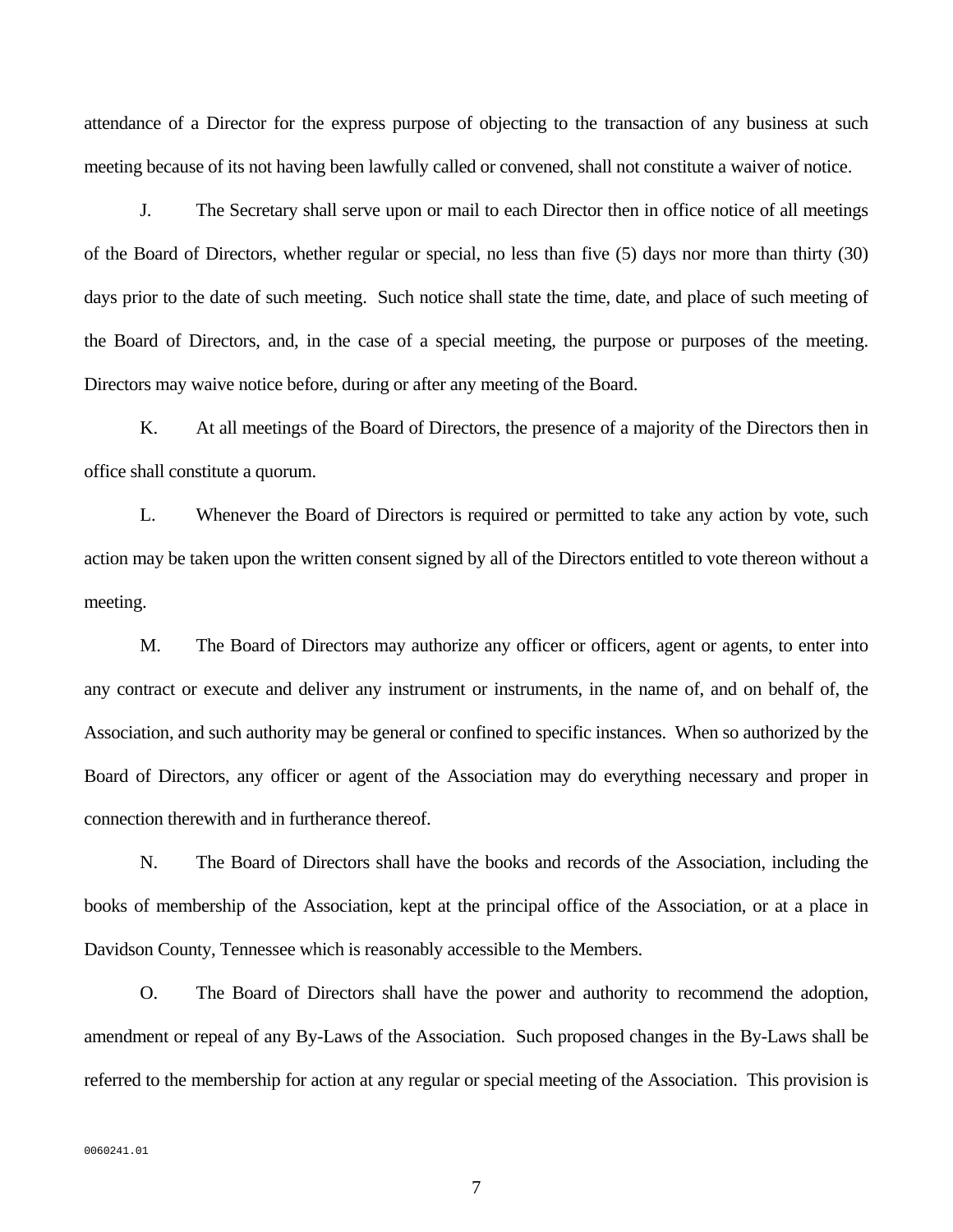attendance of a Director for the express purpose of objecting to the transaction of any business at such meeting because of its not having been lawfully called or convened, shall not constitute a waiver of notice.

J. The Secretary shall serve upon or mail to each Director then in office notice of all meetings of the Board of Directors, whether regular or special, no less than five (5) days nor more than thirty (30) days prior to the date of such meeting. Such notice shall state the time, date, and place of such meeting of the Board of Directors, and, in the case of a special meeting, the purpose or purposes of the meeting. Directors may waive notice before, during or after any meeting of the Board.

K. At all meetings of the Board of Directors, the presence of a majority of the Directors then in office shall constitute a quorum.

L. Whenever the Board of Directors is required or permitted to take any action by vote, such action may be taken upon the written consent signed by all of the Directors entitled to vote thereon without a meeting.

M. The Board of Directors may authorize any officer or officers, agent or agents, to enter into any contract or execute and deliver any instrument or instruments, in the name of, and on behalf of, the Association, and such authority may be general or confined to specific instances. When so authorized by the Board of Directors, any officer or agent of the Association may do everything necessary and proper in connection therewith and in furtherance thereof.

N. The Board of Directors shall have the books and records of the Association, including the books of membership of the Association, kept at the principal office of the Association, or at a place in Davidson County, Tennessee which is reasonably accessible to the Members.

O. The Board of Directors shall have the power and authority to recommend the adoption, amendment or repeal of any By-Laws of the Association. Such proposed changes in the By-Laws shall be referred to the membership for action at any regular or special meeting of the Association. This provision is

0060241.01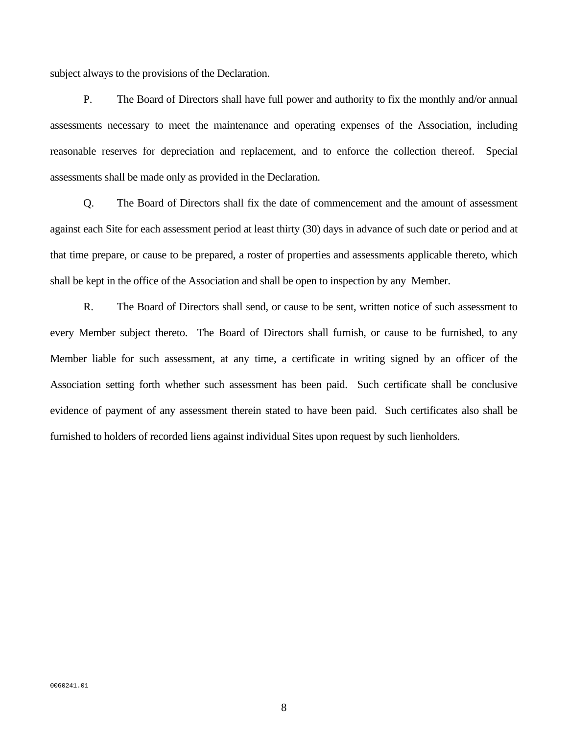subject always to the provisions of the Declaration.

P. The Board of Directors shall have full power and authority to fix the monthly and/or annual assessments necessary to meet the maintenance and operating expenses of the Association, including reasonable reserves for depreciation and replacement, and to enforce the collection thereof. Special assessments shall be made only as provided in the Declaration.

Q. The Board of Directors shall fix the date of commencement and the amount of assessment against each Site for each assessment period at least thirty (30) days in advance of such date or period and at that time prepare, or cause to be prepared, a roster of properties and assessments applicable thereto, which shall be kept in the office of the Association and shall be open to inspection by any Member.

R. The Board of Directors shall send, or cause to be sent, written notice of such assessment to every Member subject thereto. The Board of Directors shall furnish, or cause to be furnished, to any Member liable for such assessment, at any time, a certificate in writing signed by an officer of the Association setting forth whether such assessment has been paid. Such certificate shall be conclusive evidence of payment of any assessment therein stated to have been paid. Such certificates also shall be furnished to holders of recorded liens against individual Sites upon request by such lienholders.

0060241.01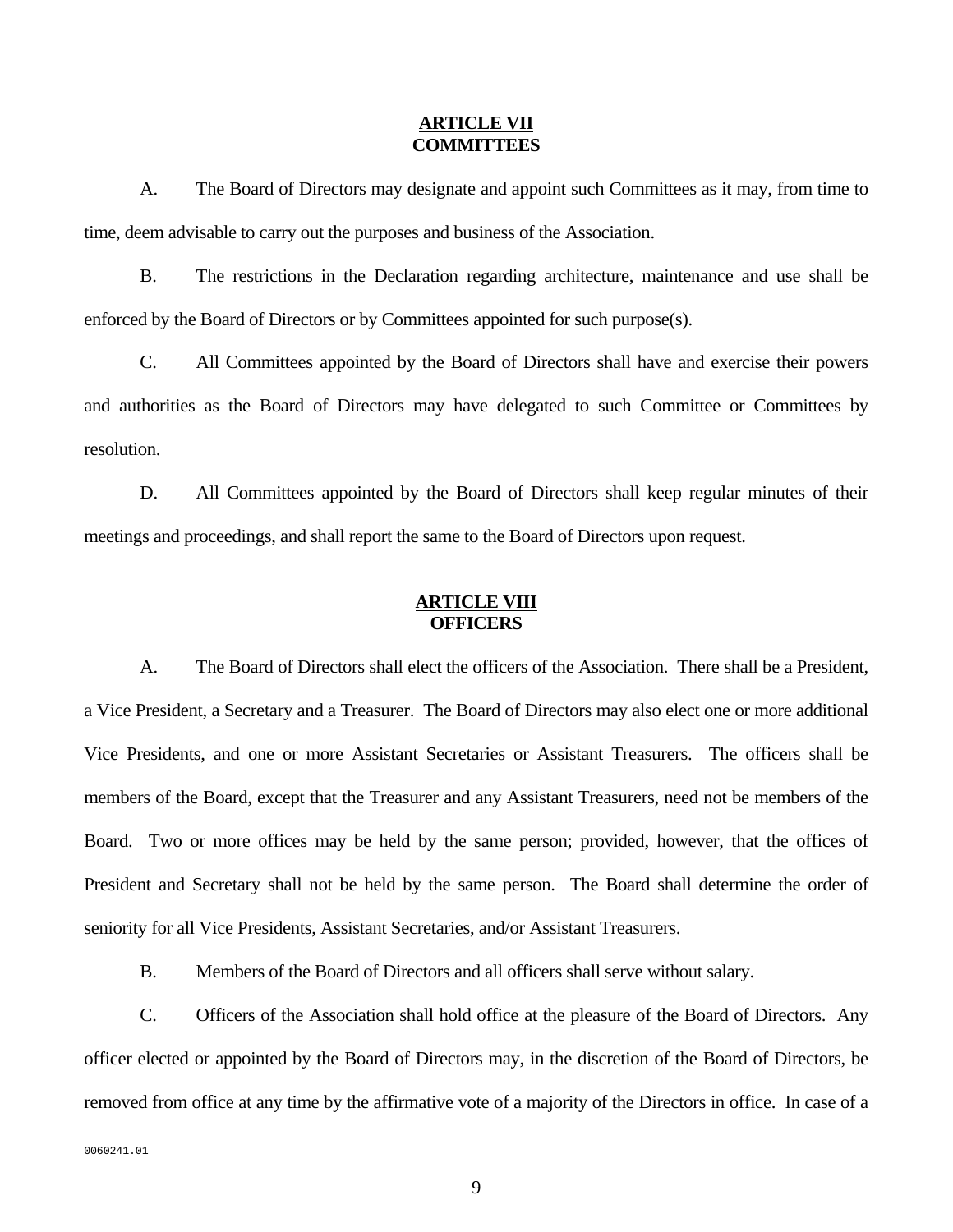## ARTICLE VII
## COMMITTEES

A. The Board of Directors may designate and appoint such Committees as it may, from time to time, deem advisable to carry out the purposes and business of the Association.

B. The restrictions in the Declaration regarding architecture, maintenance and use shall be enforced by the Board of Directors or by Committees appointed for such purpose(s).

C. All Committees appointed by the Board of Directors shall have and exercise their powers and authorities as the Board of Directors may have delegated to such Committee or Committees by resolution.

D. All Committees appointed by the Board of Directors shall keep regular minutes of their meetings and proceedings, and shall report the same to the Board of Directors upon request.

## ARTICLE VIII
## OFFICERS

A. The Board of Directors shall elect the officers of the Association. There shall be a President, a Vice President, a Secretary and a Treasurer. The Board of Directors may also elect one or more additional Vice Presidents, and one or more Assistant Secretaries or Assistant Treasurers. The officers shall be members of the Board, except that the Treasurer and any Assistant Treasurers, need not be members of the Board. Two or more offices may be held by the same person; provided, however, that the offices of President and Secretary shall not be held by the same person. The Board shall determine the order of seniority for all Vice Presidents, Assistant Secretaries, and/or Assistant Treasurers.

B. Members of the Board of Directors and all officers shall serve without salary.

C. Officers of the Association shall hold office at the pleasure of the Board of Directors. Any officer elected or appointed by the Board of Directors may, in the discretion of the Board of Directors, be removed from office at any time by the affirmative vote of a majority of the Directors in office. In case of a

0060241.01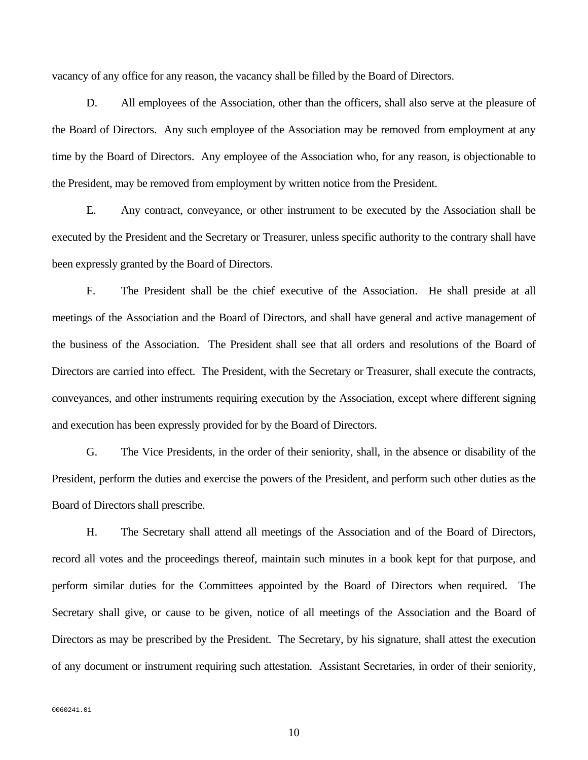vacancy of any office for any reason, the vacancy shall be filled by the Board of Directors.

D. All employees of the Association, other than the officers, shall also serve at the pleasure of the Board of Directors. Any such employee of the Association may be removed from employment at any time by the Board of Directors. Any employee of the Association who, for any reason, is objectionable to the President, may be removed from employment by written notice from the President.

E. Any contract, conveyance, or other instrument to be executed by the Association shall be executed by the President and the Secretary or Treasurer, unless specific authority to the contrary shall have been expressly granted by the Board of Directors.

F. The President shall be the chief executive of the Association. He shall preside at all meetings of the Association and the Board of Directors, and shall have general and active management of the business of the Association. The President shall see that all orders and resolutions of the Board of Directors are carried into effect. The President, with the Secretary or Treasurer, shall execute the contracts, conveyances, and other instruments requiring execution by the Association, except where different signing and execution has been expressly provided for by the Board of Directors.

G. The Vice Presidents, in the order of their seniority, shall, in the absence or disability of the President, perform the duties and exercise the powers of the President, and perform such other duties as the Board of Directors shall prescribe.

H. The Secretary shall attend all meetings of the Association and of the Board of Directors, record all votes and the proceedings thereof, maintain such minutes in a book kept for that purpose, and perform similar duties for the Committees appointed by the Board of Directors when required. The Secretary shall give, or cause to be given, notice of all meetings of the Association and the Board of Directors as may be prescribed by the President. The Secretary, by his signature, shall attest the execution of any document or instrument requiring such attestation. Assistant Secretaries, in order of their seniority,

0060241.01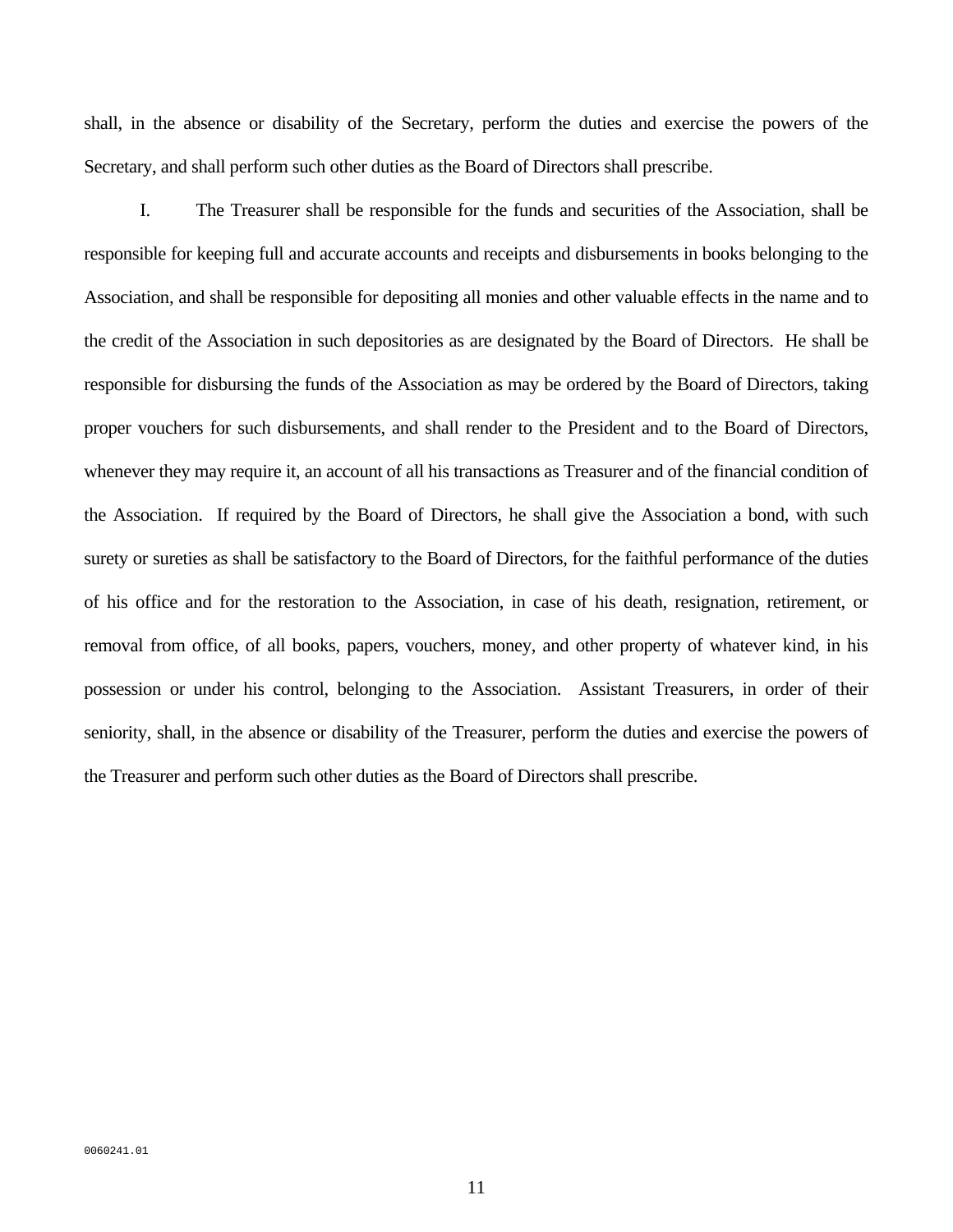shall, in the absence or disability of the Secretary, perform the duties and exercise the powers of the Secretary, and shall perform such other duties as the Board of Directors shall prescribe.

I. The Treasurer shall be responsible for the funds and securities of the Association, shall be responsible for keeping full and accurate accounts and receipts and disbursements in books belonging to the Association, and shall be responsible for depositing all monies and other valuable effects in the name and to the credit of the Association in such depositories as are designated by the Board of Directors. He shall be responsible for disbursing the funds of the Association as may be ordered by the Board of Directors, taking proper vouchers for such disbursements, and shall render to the President and to the Board of Directors, whenever they may require it, an account of all his transactions as Treasurer and of the financial condition of the Association. If required by the Board of Directors, he shall give the Association a bond, with such surety or sureties as shall be satisfactory to the Board of Directors, for the faithful performance of the duties of his office and for the restoration to the Association, in case of his death, resignation, retirement, or removal from office, of all books, papers, vouchers, money, and other property of whatever kind, in his possession or under his control, belonging to the Association. Assistant Treasurers, in order of their seniority, shall, in the absence or disability of the Treasurer, perform the duties and exercise the powers of the Treasurer and perform such other duties as the Board of Directors shall prescribe.

0060241.01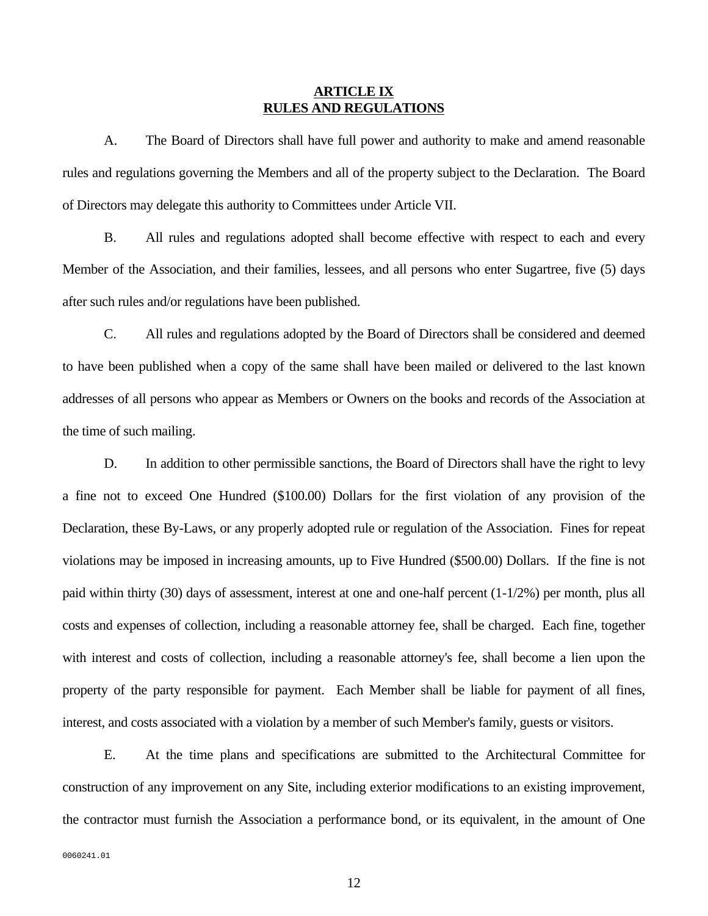## ARTICLE IX
## RULES AND REGULATIONS

A. The Board of Directors shall have full power and authority to make and amend reasonable rules and regulations governing the Members and all of the property subject to the Declaration. The Board of Directors may delegate this authority to Committees under Article VII.

B. All rules and regulations adopted shall become effective with respect to each and every Member of the Association, and their families, lessees, and all persons who enter Sugartree, five (5) days after such rules and/or regulations have been published.

C. All rules and regulations adopted by the Board of Directors shall be considered and deemed to have been published when a copy of the same shall have been mailed or delivered to the last known addresses of all persons who appear as Members or Owners on the books and records of the Association at the time of such mailing.

D. In addition to other permissible sanctions, the Board of Directors shall have the right to levy a fine not to exceed One Hundred ($100.00) Dollars for the first violation of any provision of the Declaration, these By-Laws, or any properly adopted rule or regulation of the Association. Fines for repeat violations may be imposed in increasing amounts, up to Five Hundred ($500.00) Dollars. If the fine is not paid within thirty (30) days of assessment, interest at one and one-half percent (1-1/2%) per month, plus all costs and expenses of collection, including a reasonable attorney fee, shall be charged. Each fine, together with interest and costs of collection, including a reasonable attorney's fee, shall become a lien upon the property of the party responsible for payment. Each Member shall be liable for payment of all fines, interest, and costs associated with a violation by a member of such Member's family, guests or visitors.

E. At the time plans and specifications are submitted to the Architectural Committee for construction of any improvement on any Site, including exterior modifications to an existing improvement, the contractor must furnish the Association a performance bond, or its equivalent, in the amount of One

0060241.01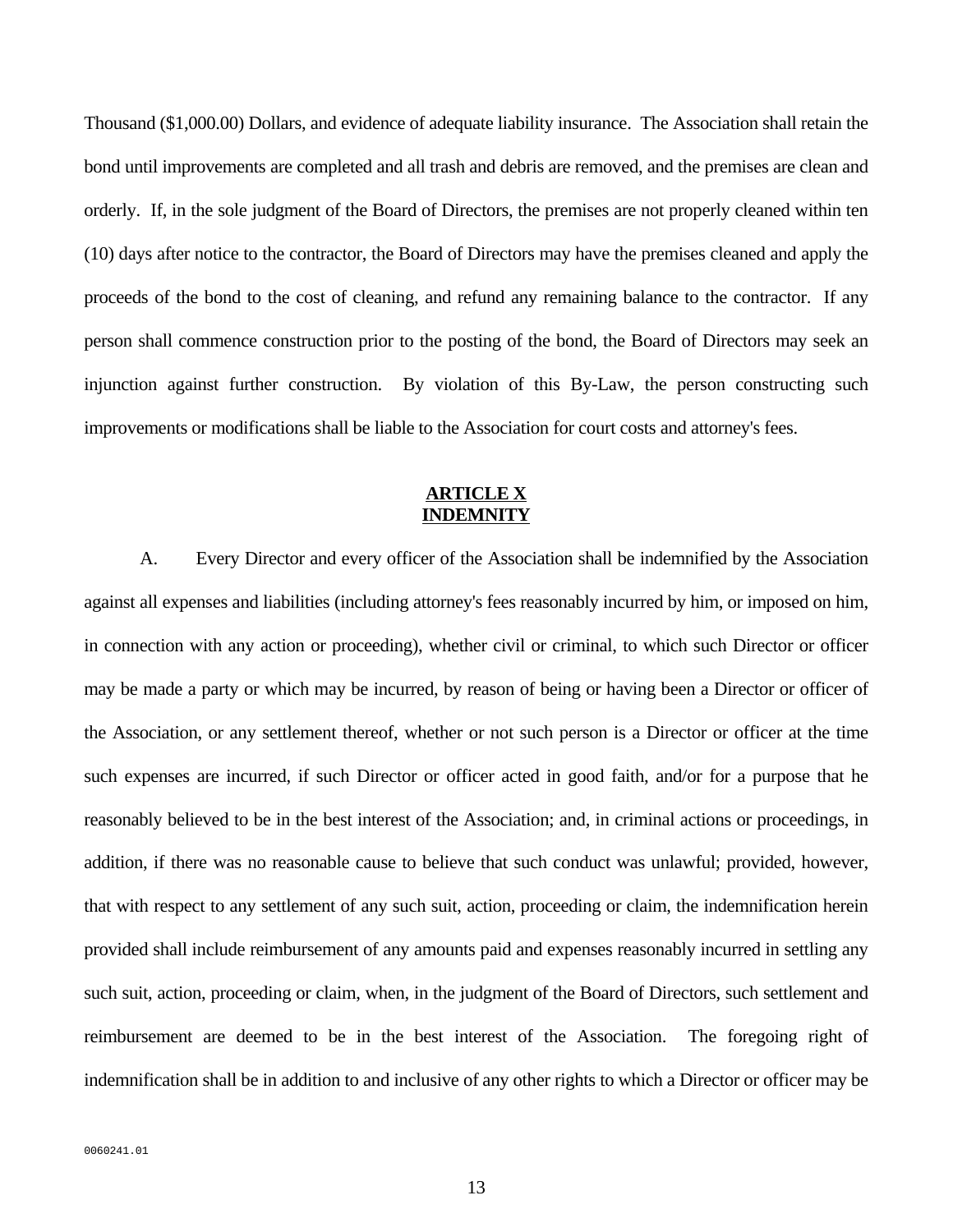Thousand ($1,000.00) Dollars, and evidence of adequate liability insurance. The Association shall retain the bond until improvements are completed and all trash and debris are removed, and the premises are clean and orderly. If, in the sole judgment of the Board of Directors, the premises are not properly cleaned within ten (10) days after notice to the contractor, the Board of Directors may have the premises cleaned and apply the proceeds of the bond to the cost of cleaning, and refund any remaining balance to the contractor. If any person shall commence construction prior to the posting of the bond, the Board of Directors may seek an injunction against further construction. By violation of this By-Law, the person constructing such improvements or modifications shall be liable to the Association for court costs and attorney's fees.

## ARTICLE X
## INDEMNITY

A. Every Director and every officer of the Association shall be indemnified by the Association against all expenses and liabilities (including attorney's fees reasonably incurred by him, or imposed on him, in connection with any action or proceeding), whether civil or criminal, to which such Director or officer may be made a party or which may be incurred, by reason of being or having been a Director or officer of the Association, or any settlement thereof, whether or not such person is a Director or officer at the time such expenses are incurred, if such Director or officer acted in good faith, and/or for a purpose that he reasonably believed to be in the best interest of the Association; and, in criminal actions or proceedings, in addition, if there was no reasonable cause to believe that such conduct was unlawful; provided, however, that with respect to any settlement of any such suit, action, proceeding or claim, the indemnification herein provided shall include reimbursement of any amounts paid and expenses reasonably incurred in settling any such suit, action, proceeding or claim, when, in the judgment of the Board of Directors, such settlement and reimbursement are deemed to be in the best interest of the Association. The foregoing right of indemnification shall be in addition to and inclusive of any other rights to which a Director or officer may be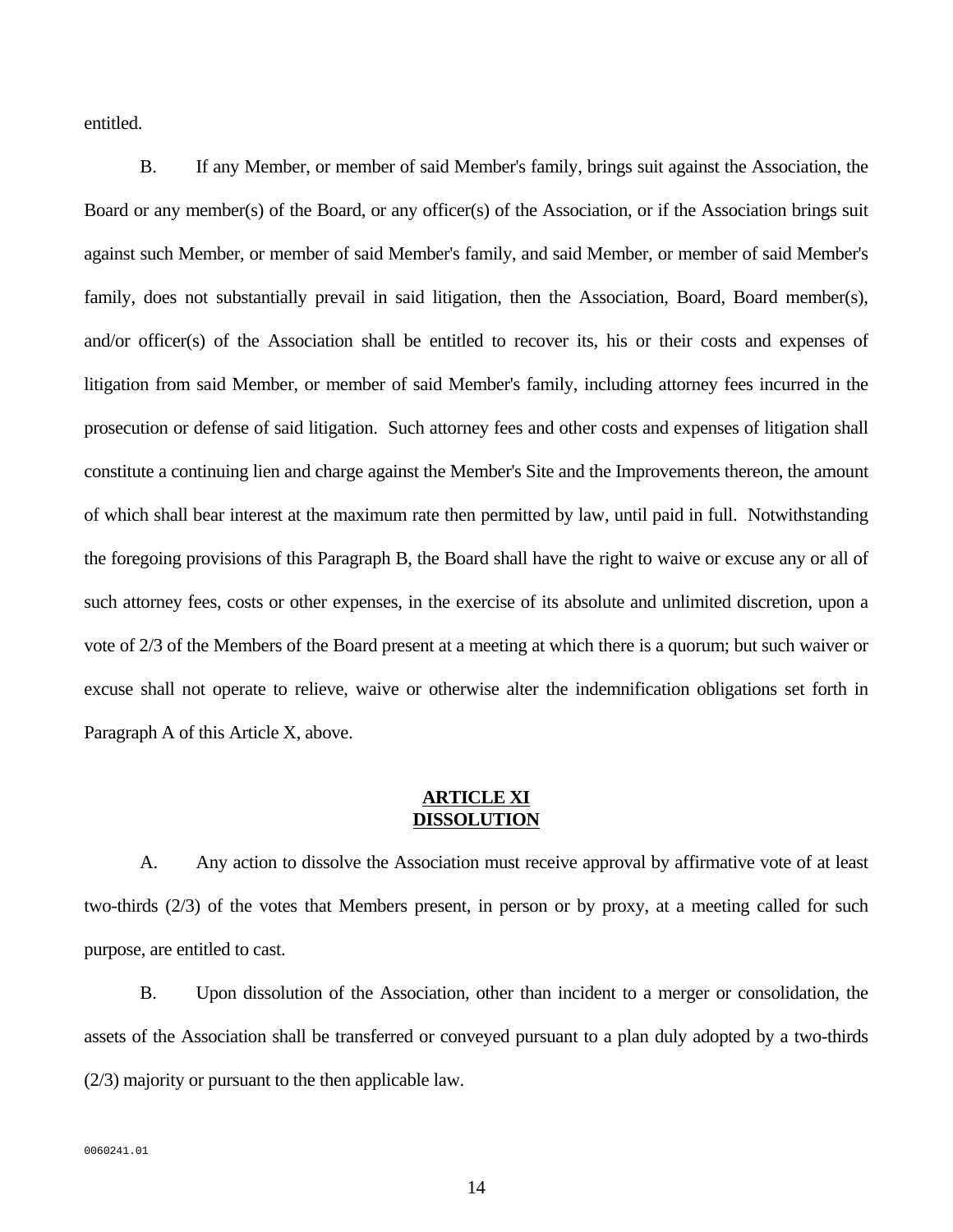entitled.

B. If any Member, or member of said Member's family, brings suit against the Association, the Board or any member(s) of the Board, or any officer(s) of the Association, or if the Association brings suit against such Member, or member of said Member's family, and said Member, or member of said Member's family, does not substantially prevail in said litigation, then the Association, Board, Board member(s), and/or officer(s) of the Association shall be entitled to recover its, his or their costs and expenses of litigation from said Member, or member of said Member's family, including attorney fees incurred in the prosecution or defense of said litigation. Such attorney fees and other costs and expenses of litigation shall constitute a continuing lien and charge against the Member's Site and the Improvements thereon, the amount of which shall bear interest at the maximum rate then permitted by law, until paid in full. Notwithstanding the foregoing provisions of this Paragraph B, the Board shall have the right to waive or excuse any or all of such attorney fees, costs or other expenses, in the exercise of its absolute and unlimited discretion, upon a vote of 2/3 of the Members of the Board present at a meeting at which there is a quorum; but such waiver or excuse shall not operate to relieve, waive or otherwise alter the indemnification obligations set forth in Paragraph A of this Article X, above.

## ARTICLE XI
## DISSOLUTION

A. Any action to dissolve the Association must receive approval by affirmative vote of at least two-thirds (2/3) of the votes that Members present, in person or by proxy, at a meeting called for such purpose, are entitled to cast.

B. Upon dissolution of the Association, other than incident to a merger or consolidation, the assets of the Association shall be transferred or conveyed pursuant to a plan duly adopted by a two-thirds (2/3) majority or pursuant to the then applicable law.

0060241.01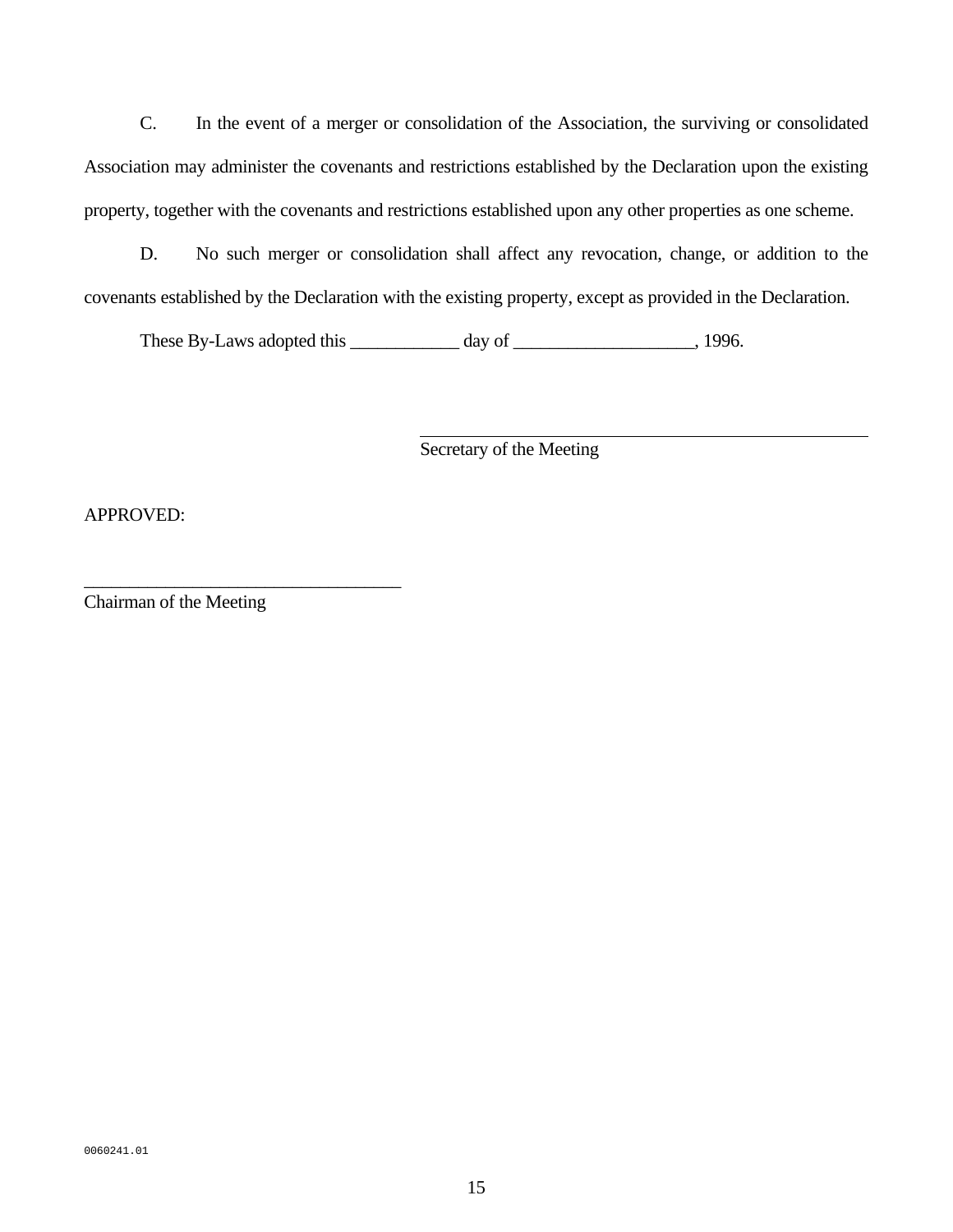C. In the event of a merger or consolidation of the Association, the surviving or consolidated Association may administer the covenants and restrictions established by the Declaration upon the existing property, together with the covenants and restrictions established upon any other properties as one scheme.

D. No such merger or consolidation shall affect any revocation, change, or addition to the covenants established by the Declaration with the existing property, except as provided in the Declaration.

These By-Laws adopted this ____________ day of ____________________, 1996.

_____________________________________________
Secretary of the Meeting

APPROVED:

___________________________________
Chairman of the Meeting

0060241.01